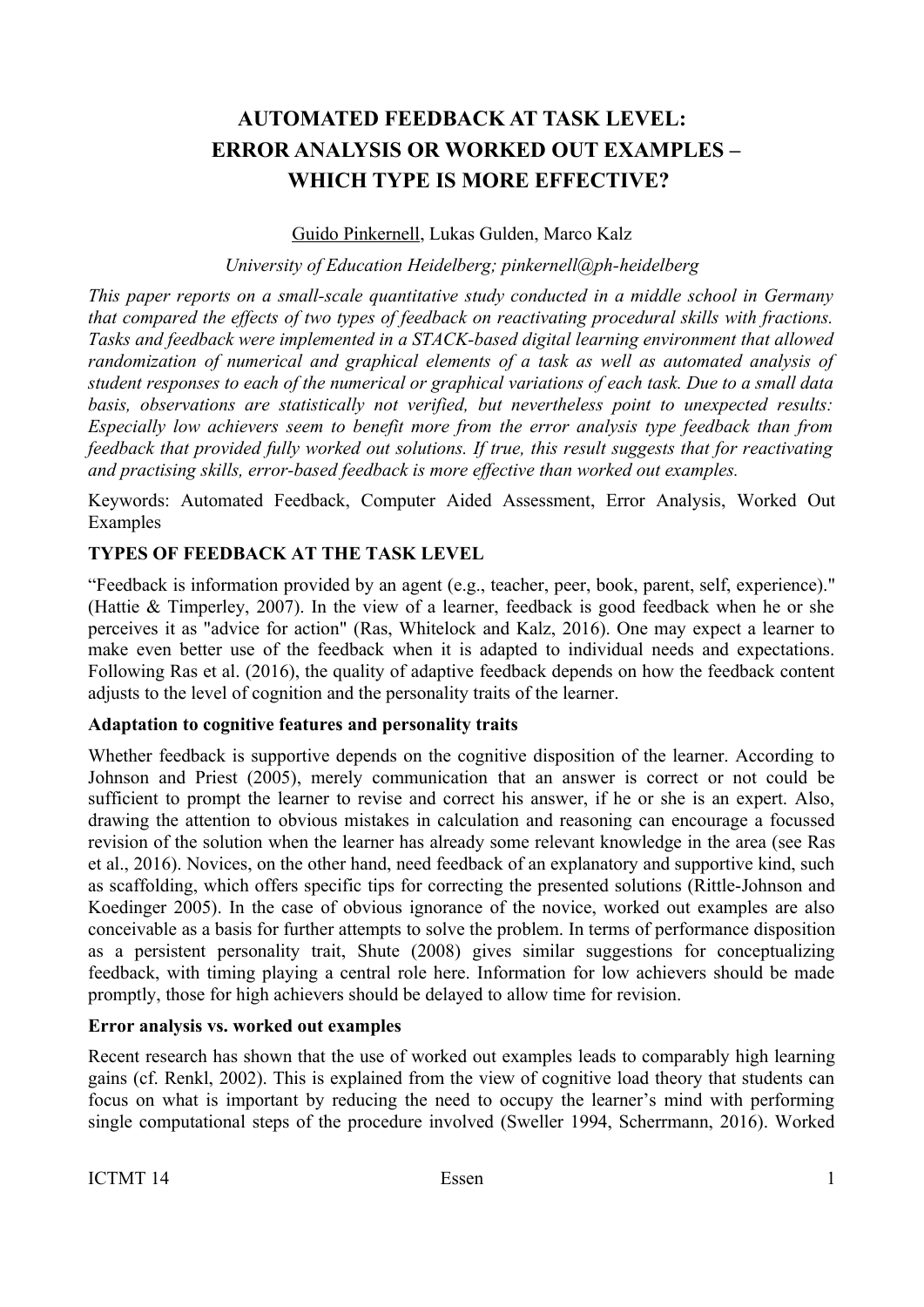# AUTOMATED FEEDBACK AT TASK LEVEL: ERROR ANALYSIS OR WORKED OUT EXAMPLES – WHICH TYPE IS MORE EFFECTIVE?

Guido Pinkernell, Lukas Gulden, Marco Kalz

*University of Education Heidelberg; pinkernell@ph-heidelberg*

*This paper reports on a small-scale quantitative study conducted in a middle school in Germany that compared the effects of two types of feedback on reactivating procedural skills with fractions. Tasks and feedback were implemented in a STACK-based digital learning environment that allowed randomization of numerical and graphical elements of a task as well as automated analysis of student responses to each of the numerical or graphical variations of each task. Due to a small data basis, observations are statistically not verified, but nevertheless point to unexpected results: Especially low achievers seem to benefit more from the error analysis type feedback than from feedback that provided fully worked out solutions. If true, this result suggests that for reactivating and practising skills, error-based feedback is more effective than worked out examples.*

Keywords: Automated Feedback, Computer Aided Assessment, Error Analysis, Worked Out Examples

## TYPES OF FEEDBACK AT THE TASK LEVEL

"Feedback is information provided by an agent (e.g., teacher, peer, book, parent, self, experience)." (Hattie & Timperley, 2007). In the view of a learner, feedback is good feedback when he or she perceives it as "advice for action" (Ras, Whitelock and Kalz, 2016). One may expect a learner to make even better use of the feedback when it is adapted to individual needs and expectations. Following Ras et al. (2016), the quality of adaptive feedback depends on how the feedback content adjusts to the level of cognition and the personality traits of the learner.

### Adaptation to cognitive features and personality traits

Whether feedback is supportive depends on the cognitive disposition of the learner. According to Johnson and Priest (2005), merely communication that an answer is correct or not could be sufficient to prompt the learner to revise and correct his answer, if he or she is an expert. Also, drawing the attention to obvious mistakes in calculation and reasoning can encourage a focussed revision of the solution when the learner has already some relevant knowledge in the area (see Ras et al., 2016). Novices, on the other hand, need feedback of an explanatory and supportive kind, such as scaffolding, which offers specific tips for correcting the presented solutions (Rittle-Johnson and Koedinger 2005). In the case of obvious ignorance of the novice, worked out examples are also conceivable as a basis for further attempts to solve the problem. In terms of performance disposition as a persistent personality trait, Shute (2008) gives similar suggestions for conceptualizing feedback, with timing playing a central role here. Information for low achievers should be made promptly, those for high achievers should be delayed to allow time for revision.

### Error analysis vs. worked out examples

Recent research has shown that the use of worked out examples leads to comparably high learning gains (cf. Renkl, 2002). This is explained from the view of cognitive load theory that students can focus on what is important by reducing the need to occupy the learner's mind with performing single computational steps of the procedure involved (Sweller 1994, Scherrmann, 2016). Worked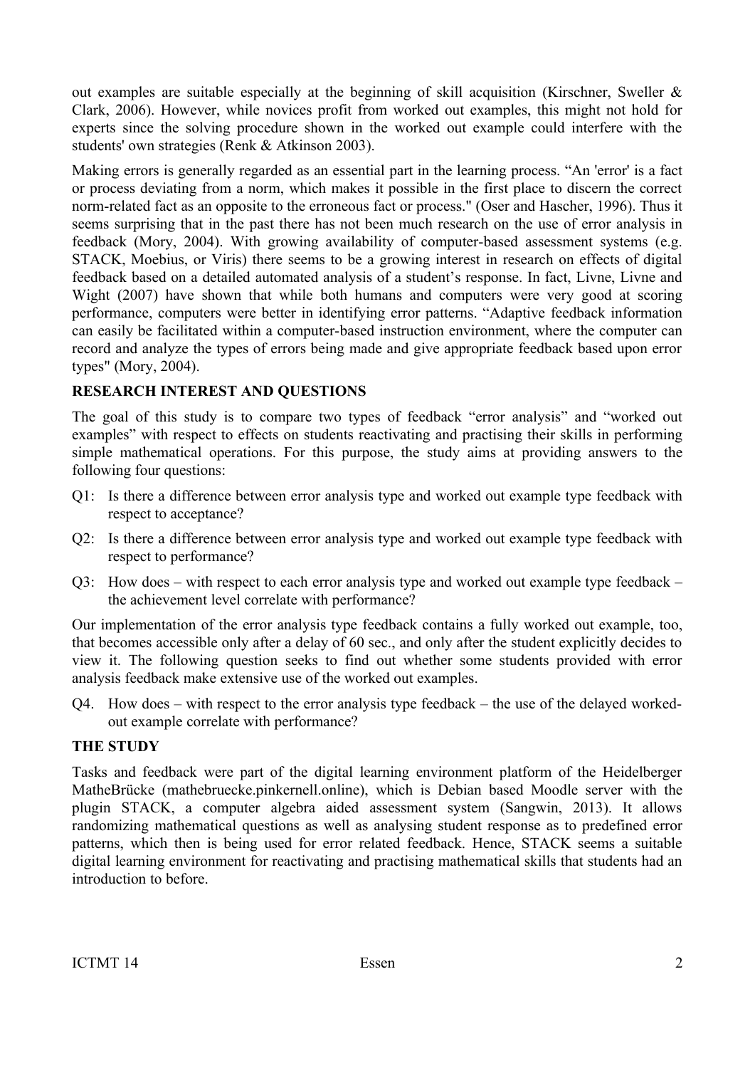out examples are suitable especially at the beginning of skill acquisition (Kirschner, Sweller & Clark, 2006). However, while novices profit from worked out examples, this might not hold for experts since the solving procedure shown in the worked out example could interfere with the students' own strategies (Renk & Atkinson 2003).

Making errors is generally regarded as an essential part in the learning process. “An 'error' is a fact or process deviating from a norm, which makes it possible in the first place to discern the correct norm-related fact as an opposite to the erroneous fact or process." (Oser and Hascher, 1996). Thus it seems surprising that in the past there has not been much research on the use of error analysis in feedback (Mory, 2004). With growing availability of computer-based assessment systems (e.g. STACK, Moebius, or Viris) there seems to be a growing interest in research on effects of digital feedback based on a detailed automated analysis of a student’s response. In fact, Livne, Livne and Wight (2007) have shown that while both humans and computers were very good at scoring performance, computers were better in identifying error patterns. “Adaptive feedback information can easily be facilitated within a computer-based instruction environment, where the computer can record and analyze the types of errors being made and give appropriate feedback based upon error types" (Mory, 2004).

## RESEARCH INTEREST AND QUESTIONS

The goal of this study is to compare two types of feedback “error analysis” and “worked out examples” with respect to effects on students reactivating and practising their skills in performing simple mathematical operations. For this purpose, the study aims at providing answers to the following four questions:

Q1: Is there a difference between error analysis type and worked out example type feedback with respect to acceptance?

Q2: Is there a difference between error analysis type and worked out example type feedback with respect to performance?

Q3: How does – with respect to each error analysis type and worked out example type feedback – the achievement level correlate with performance?

Our implementation of the error analysis type feedback contains a fully worked out example, too, that becomes accessible only after a delay of 60 sec., and only after the student explicitly decides to view it. The following question seeks to find out whether some students provided with error analysis feedback make extensive use of the worked out examples.

Q4. How does – with respect to the error analysis type feedback – the use of the delayed worked-out example correlate with performance?

## THE STUDY

Tasks and feedback were part of the digital learning environment platform of the Heidelberger MatheBrücke (mathebruecke.pinkernell.online), which is Debian based Moodle server with the plugin STACK, a computer algebra aided assessment system (Sangwin, 2013). It allows randomizing mathematical questions as well as analysing student response as to predefined error patterns, which then is being used for error related feedback. Hence, STACK seems a suitable digital learning environment for reactivating and practising mathematical skills that students had an introduction to before.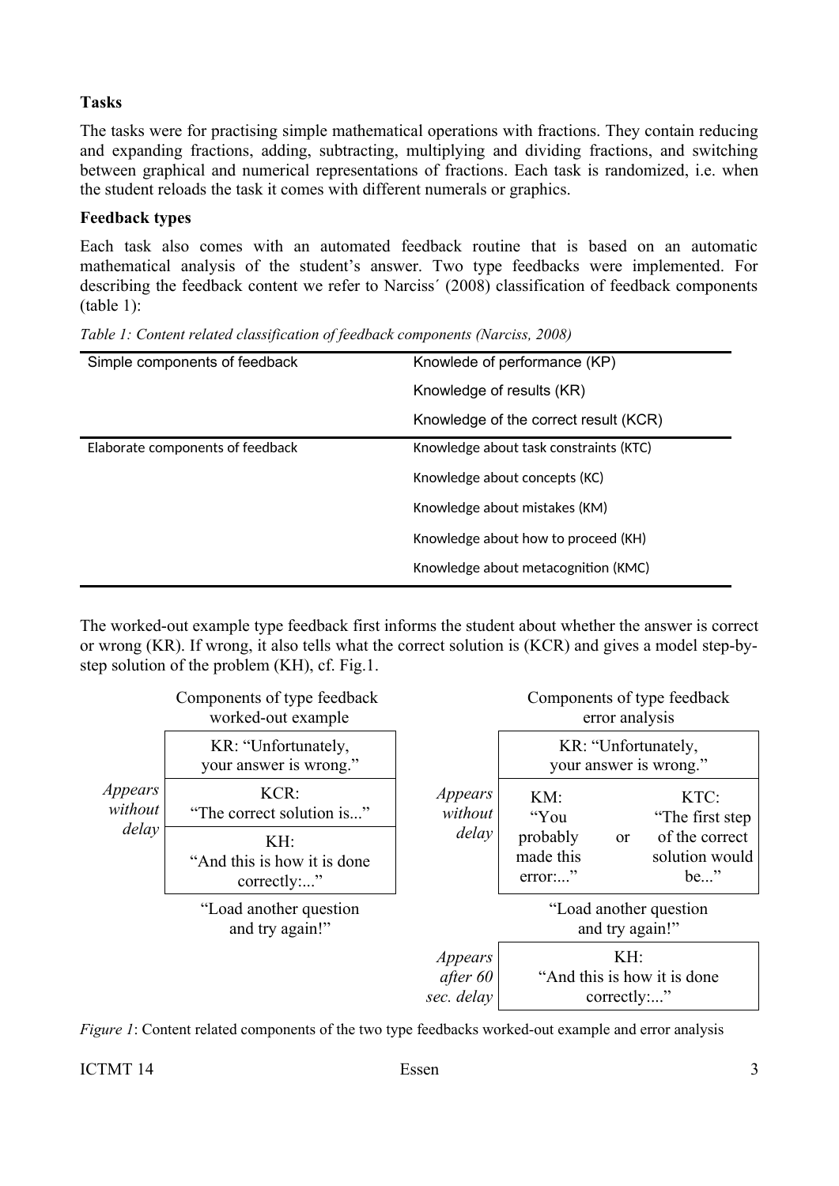**Tasks**

The tasks were for practising simple mathematical operations with fractions. They contain reducing and expanding fractions, adding, subtracting, multiplying and dividing fractions, and switching between graphical and numerical representations of fractions. Each task is randomized, i.e. when the student reloads the task it comes with different numerals or graphics.

**Feedback types**

Each task also comes with an automated feedback routine that is based on an automatic mathematical analysis of the student's answer. Two type feedbacks were implemented. For describing the feedback content we refer to Narciss´ (2008) classification of feedback components (table 1):

*Table 1: Content related classification of feedback components (Narciss, 2008)*

| | |
|---|---|
| Simple components of feedback | Knowlede of performance (KP) |
| | Knowledge of results (KR) |
| | Knowledge of the correct result (KCR) |
| Elaborate components of feedback | Knowledge about task constraints (KTC) |
| | Knowledge about concepts (KC) |
| | Knowledge about mistakes (KM) |
| | Knowledge about how to proceed (KH) |
| | Knowledge about metacognition (KMC) |

The worked-out example type feedback first informs the student about whether the answer is correct or wrong (KR). If wrong, it also tells what the correct solution is (KCR) and gives a model step-by-step solution of the problem (KH), cf. Fig.1.

| | Components of type feedback worked-out example |
|---|---|
| *Appears without delay* | KR: "Unfortunately, your answer is wrong." |
| | KCR: "The correct solution is..." |
| | KH: "And this is how it is done correctly:..." |
| | "Load another question and try again!" |

| | Components of type feedback error analysis |
|---|---|
| *Appears without delay* | KR: "Unfortunately, your answer is wrong." |
| | KM: "You probably made this error:..." or KTC: "The first step of the correct solution would be..." |
| | "Load another question and try again!" |
| *Appears after 60 sec. delay* | KH: "And this is how it is done correctly:..." |

*Figure 1*: Content related components of the two type feedbacks worked-out example and error analysis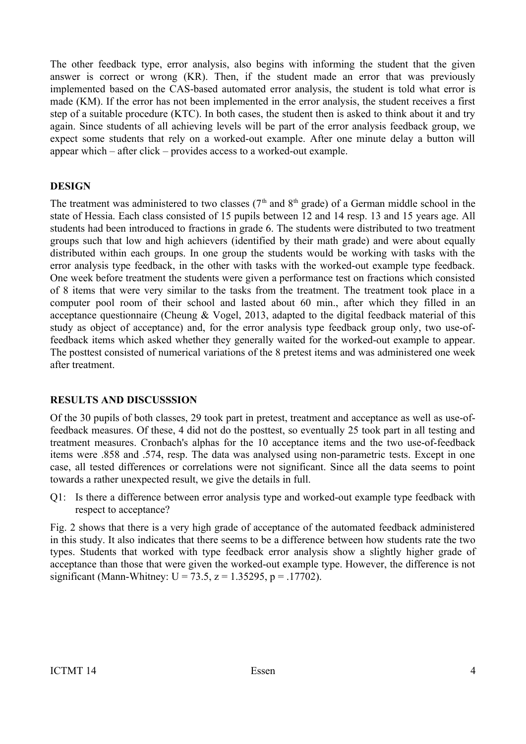The other feedback type, error analysis, also begins with informing the student that the given answer is correct or wrong (KR). Then, if the student made an error that was previously implemented based on the CAS-based automated error analysis, the student is told what error is made (KM). If the error has not been implemented in the error analysis, the student receives a first step of a suitable procedure (KTC). In both cases, the student then is asked to think about it and try again. Since students of all achieving levels will be part of the error analysis feedback group, we expect some students that rely on a worked-out example. After one minute delay a button will appear which – after click – provides access to a worked-out example.

## DESIGN

The treatment was administered to two classes (7th and 8th grade) of a German middle school in the state of Hessia. Each class consisted of 15 pupils between 12 and 14 resp. 13 and 15 years age. All students had been introduced to fractions in grade 6. The students were distributed to two treatment groups such that low and high achievers (identified by their math grade) and were about equally distributed within each groups. In one group the students would be working with tasks with the error analysis type feedback, in the other with tasks with the worked-out example type feedback. One week before treatment the students were given a performance test on fractions which consisted of 8 items that were very similar to the tasks from the treatment. The treatment took place in a computer pool room of their school and lasted about 60 min., after which they filled in an acceptance questionnaire (Cheung & Vogel, 2013, adapted to the digital feedback material of this study as object of acceptance) and, for the error analysis type feedback group only, two use-of-feedback items which asked whether they generally waited for the worked-out example to appear. The posttest consisted of numerical variations of the 8 pretest items and was administered one week after treatment.

## RESULTS AND DISCUSSSION

Of the 30 pupils of both classes, 29 took part in pretest, treatment and acceptance as well as use-of-feedback measures. Of these, 4 did not do the posttest, so eventually 25 took part in all testing and treatment measures. Cronbach's alphas for the 10 acceptance items and the two use-of-feedback items were .858 and .574, resp. The data was analysed using non-parametric tests. Except in one case, all tested differences or correlations were not significant. Since all the data seems to point towards a rather unexpected result, we give the details in full.

Q1: Is there a difference between error analysis type and worked-out example type feedback with respect to acceptance?

Fig. 2 shows that there is a very high grade of acceptance of the automated feedback administered in this study. It also indicates that there seems to be a difference between how students rate the two types. Students that worked with type feedback error analysis show a slightly higher grade of acceptance than those that were given the worked-out example type. However, the difference is not significant (Mann-Whitney: $U = 73.5$, $z = 1.35295$, $p = .17702$).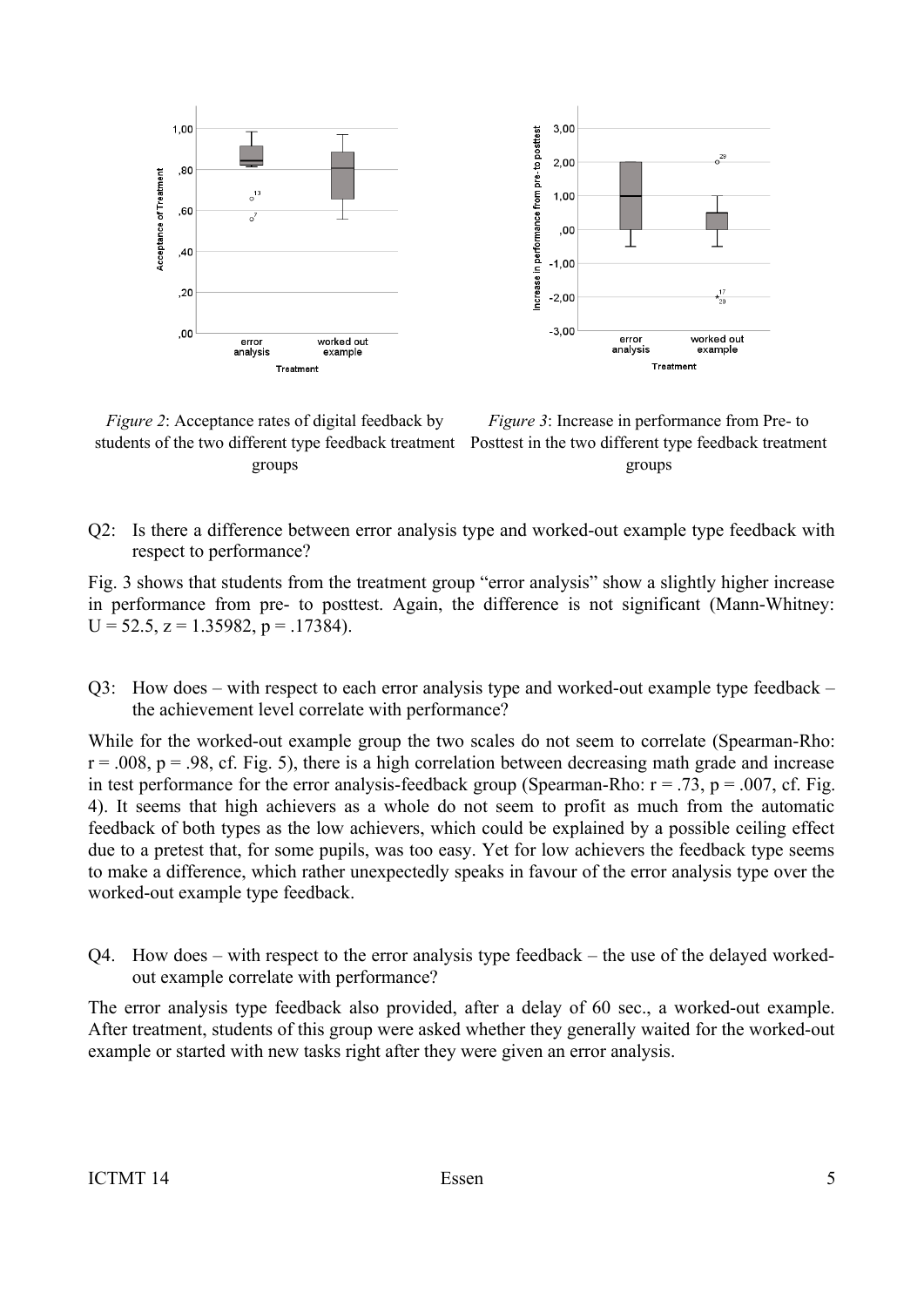*Figure 2*: Acceptance rates of digital feedback by students of the two different type feedback treatment groups

*Figure 3*: Increase in performance from Pre- to Posttest in the two different type feedback treatment groups

Q2: Is there a difference between error analysis type and worked-out example type feedback with respect to performance?

Fig. 3 shows that students from the treatment group "error analysis" show a slightly higher increase in performance from pre- to posttest. Again, the difference is not significant (Mann-Whitney: $U = 52.5$, $z = 1.35982$, $p = .17384$).

Q3: How does – with respect to each error analysis type and worked-out example type feedback – the achievement level correlate with performance?

While for the worked-out example group the two scales do not seem to correlate (Spearman-Rho: $r = .008$, $p = .98$, cf. Fig. 5), there is a high correlation between decreasing math grade and increase in test performance for the error analysis-feedback group (Spearman-Rho: $r = .73$, $p = .007$, cf. Fig. 4). It seems that high achievers as a whole do not seem to profit as much from the automatic feedback of both types as the low achievers, which could be explained by a possible ceiling effect due to a pretest that, for some pupils, was too easy. Yet for low achievers the feedback type seems to make a difference, which rather unexpectedly speaks in favour of the error analysis type over the worked-out example type feedback.

Q4. How does – with respect to the error analysis type feedback – the use of the delayed worked-out example correlate with performance?

The error analysis type feedback also provided, after a delay of 60 sec., a worked-out example. After treatment, students of this group were asked whether they generally waited for the worked-out example or started with new tasks right after they were given an error analysis.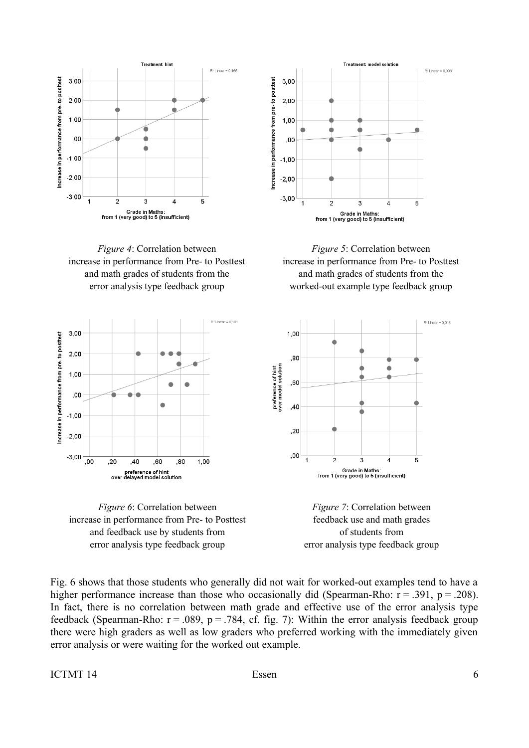*Figure 4*: Correlation between increase in performance from Pre- to Posttest and math grades of students from the error analysis type feedback group

*Figure 5*: Correlation between increase in performance from Pre- to Posttest and math grades of students from the worked-out example type feedback group

*Figure 6*: Correlation between increase in performance from Pre- to Posttest and feedback use by students from error analysis type feedback group

*Figure 7*: Correlation between feedback use and math grades of students from error analysis type feedback group

Fig. 6 shows that those students who generally did not wait for worked-out examples tend to have a higher performance increase than those who occasionally did (Spearman-Rho: $r = .391$, $p = .208$). In fact, there is no correlation between math grade and effective use of the error analysis type feedback (Spearman-Rho: $r = .089$, $p = .784$, cf. fig. 7): Within the error analysis feedback group there were high graders as well as low graders who preferred working with the immediately given error analysis or were waiting for the worked out example.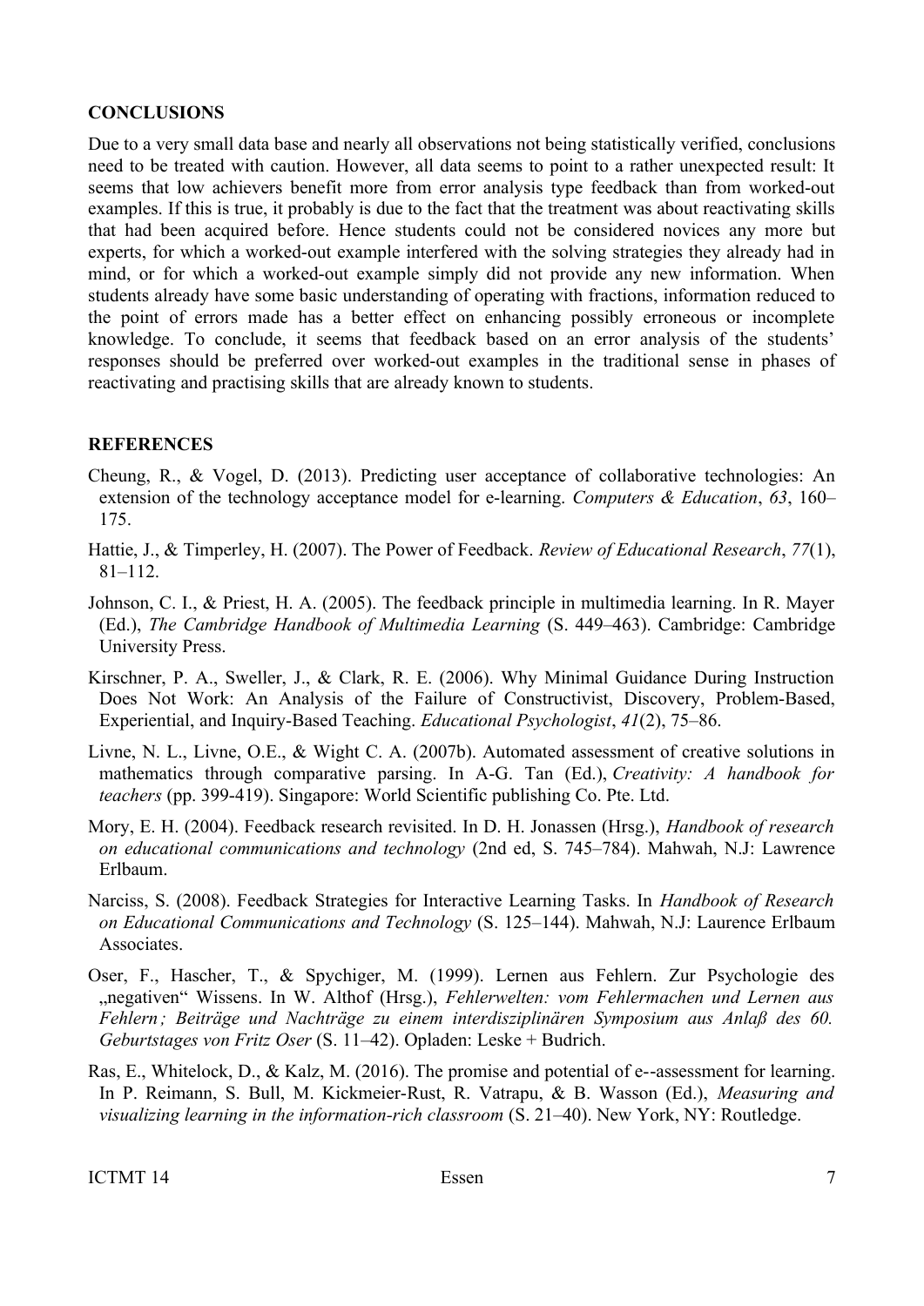## CONCLUSIONS

Due to a very small data base and nearly all observations not being statistically verified, conclusions need to be treated with caution. However, all data seems to point to a rather unexpected result: It seems that low achievers benefit more from error analysis type feedback than from worked-out examples. If this is true, it probably is due to the fact that the treatment was about reactivating skills that had been acquired before. Hence students could not be considered novices any more but experts, for which a worked-out example interfered with the solving strategies they already had in mind, or for which a worked-out example simply did not provide any new information. When students already have some basic understanding of operating with fractions, information reduced to the point of errors made has a better effect on enhancing possibly erroneous or incomplete knowledge. To conclude, it seems that feedback based on an error analysis of the students' responses should be preferred over worked-out examples in the traditional sense in phases of reactivating and practising skills that are already known to students.

## REFERENCES

Cheung, R., & Vogel, D. (2013). Predicting user acceptance of collaborative technologies: An extension of the technology acceptance model for e-learning. *Computers & Education*, *63*, 160–175.

Hattie, J., & Timperley, H. (2007). The Power of Feedback. *Review of Educational Research*, *77*(1), 81–112.

Johnson, C. I., & Priest, H. A. (2005). The feedback principle in multimedia learning. In R. Mayer (Ed.), *The Cambridge Handbook of Multimedia Learning* (S. 449–463). Cambridge: Cambridge University Press.

Kirschner, P. A., Sweller, J., & Clark, R. E. (2006). Why Minimal Guidance During Instruction Does Not Work: An Analysis of the Failure of Constructivist, Discovery, Problem-Based, Experiential, and Inquiry-Based Teaching. *Educational Psychologist*, *41*(2), 75–86.

Livne, N. L., Livne, O.E., & Wight C. A. (2007b). Automated assessment of creative solutions in mathematics through comparative parsing. In A-G. Tan (Ed.), *Creativity: A handbook for teachers* (pp. 399-419). Singapore: World Scientific publishing Co. Pte. Ltd.

Mory, E. H. (2004). Feedback research revisited. In D. H. Jonassen (Hrsg.), *Handbook of research on educational communications and technology* (2nd ed, S. 745–784). Mahwah, N.J: Lawrence Erlbaum.

Narciss, S. (2008). Feedback Strategies for Interactive Learning Tasks. In *Handbook of Research on Educational Communications and Technology* (S. 125–144). Mahwah, N.J: Laurence Erlbaum Associates.

Oser, F., Hascher, T., & Spychiger, M. (1999). Lernen aus Fehlern. Zur Psychologie des „negativen" Wissens. In W. Althof (Hrsg.), *Fehlerwelten: vom Fehlermachen und Lernen aus Fehlern ; Beiträge und Nachträge zu einem interdisziplinären Symposium aus Anlaß des 60. Geburtstages von Fritz Oser* (S. 11–42). Opladen: Leske + Budrich.

Ras, E., Whitelock, D., & Kalz, M. (2016). The promise and potential of e--assessment for learning. In P. Reimann, S. Bull, M. Kickmeier-Rust, R. Vatrapu, & B. Wasson (Ed.), *Measuring and visualizing learning in the information-rich classroom* (S. 21–40). New York, NY: Routledge.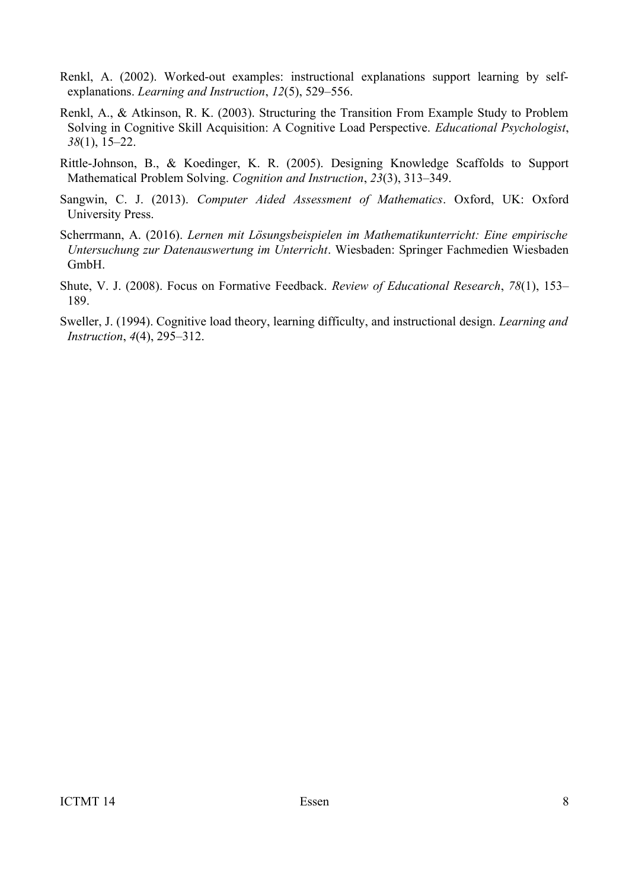Renkl, A. (2002). Worked-out examples: instructional explanations support learning by self-explanations. *Learning and Instruction*, *12*(5), 529–556.

Renkl, A., & Atkinson, R. K. (2003). Structuring the Transition From Example Study to Problem Solving in Cognitive Skill Acquisition: A Cognitive Load Perspective. *Educational Psychologist*, *38*(1), 15–22.

Rittle-Johnson, B., & Koedinger, K. R. (2005). Designing Knowledge Scaffolds to Support Mathematical Problem Solving. *Cognition and Instruction*, *23*(3), 313–349.

Sangwin, C. J. (2013). *Computer Aided Assessment of Mathematics*. Oxford, UK: Oxford University Press.

Scherrmann, A. (2016). *Lernen mit Lösungsbeispielen im Mathematikunterricht: Eine empirische Untersuchung zur Datenauswertung im Unterricht*. Wiesbaden: Springer Fachmedien Wiesbaden GmbH.

Shute, V. J. (2008). Focus on Formative Feedback. *Review of Educational Research*, *78*(1), 153–189.

Sweller, J. (1994). Cognitive load theory, learning difficulty, and instructional design. *Learning and Instruction*, *4*(4), 295–312.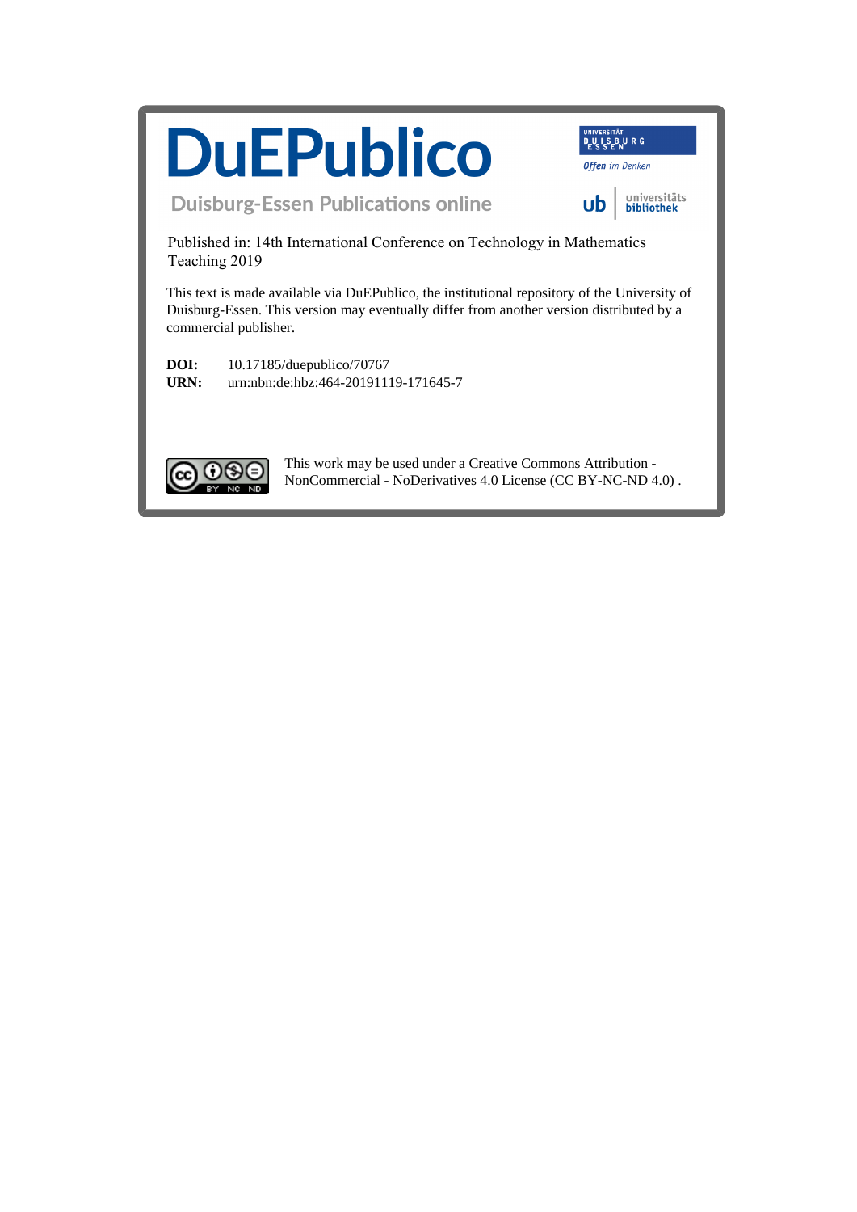# DuEPublico

Duisburg-Essen Publications online

Universität Duisburg-Essen
*Offen im Denken*

ub | universitäts bibliothek

Published in: 14th International Conference on Technology in Mathematics Teaching 2019

This text is made available via DuEPublico, the institutional repository of the University of Duisburg-Essen. This version may eventually differ from another version distributed by a commercial publisher.

**DOI:** 10.17185/duepublico/70767
**URN:** urn:nbn:de:hbz:464-20191119-171645-7

This work may be used under a Creative Commons Attribution - NonCommercial - NoDerivatives 4.0 License (CC BY-NC-ND 4.0) .